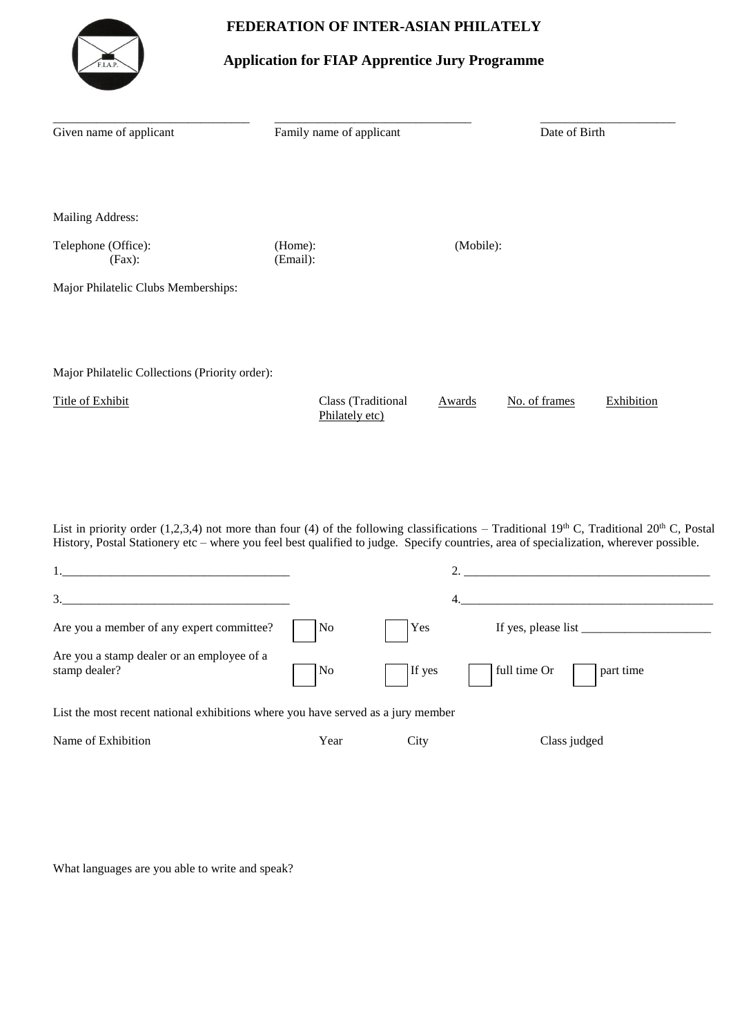# FEDERATION OF INTER-ASIAN PHILATELY

## Application for FIAP Apprentice Jury Programme

| Given name of applicant | Family name of applicant | Date of Birth |
|---|---|---|
| | | |

Mailing Address:

Telephone (Office): (Home): (Mobile):

(Fax): (Email):

Major Philatelic Clubs Memberships:

Major Philatelic Collections (Priority order):

| Title of Exhibit | Class (Traditional Philately etc) | Awards | No. of frames | Exhibition |
|---|---|---|---|---|
| | | | | |

List in priority order (1,2,3,4) not more than four (4) of the following classifications – Traditional 19th C, Traditional 20th C, Postal History, Postal Stationery etc – where you feel best qualified to judge. Specify countries, area of specialization, wherever possible.

1.\_\_\_\_\_\_\_\_\_\_\_\_\_\_\_\_\_\_\_\_\_\_\_\_\_\_\_\_\_\_\_\_\_\_\_\_ 2. \_\_\_\_\_\_\_\_\_\_\_\_\_\_\_\_\_\_\_\_\_\_\_\_\_\_\_\_\_\_\_\_\_\_\_\_\_\_\_

3.\_\_\_\_\_\_\_\_\_\_\_\_\_\_\_\_\_\_\_\_\_\_\_\_\_\_\_\_\_\_\_\_\_\_\_\_ 4.\_\_\_\_\_\_\_\_\_\_\_\_\_\_\_\_\_\_\_\_\_\_\_\_\_\_\_\_\_\_\_\_\_\_\_\_\_\_\_

Are you a member of any expert committee? ☐ No ☐ Yes If yes, please list \_\_\_\_\_\_\_\_\_\_\_\_\_\_\_\_\_\_\_\_

Are you a stamp dealer or an employee of a stamp dealer? ☐ No ☐ If yes ☐ full time Or ☐ part time

List the most recent national exhibitions where you have served as a jury member

| Name of Exhibition | Year | City | Class judged |
|---|---|---|---|
| | | | |

What languages are you able to write and speak?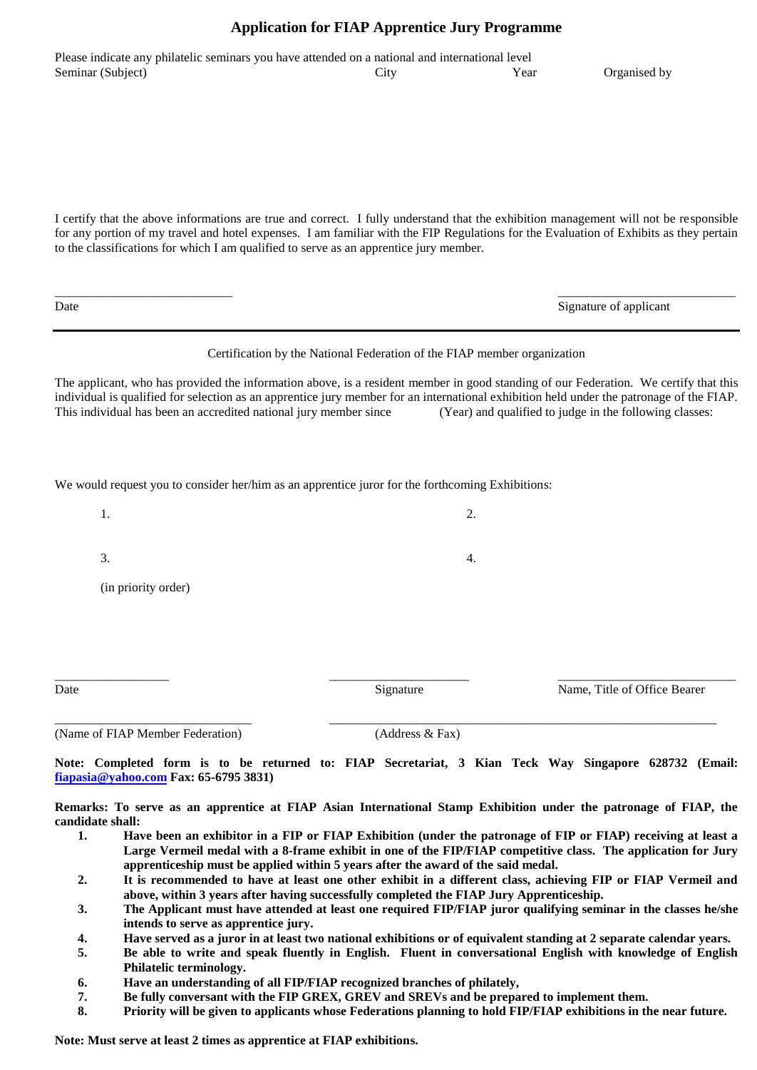# Application for FIAP Apprentice Jury Programme

Please indicate any philatelic seminars you have attended on a national and international level

| Seminar (Subject) | City | Year | Organised by |
|---|---|---|---|
| | | | |

I certify that the above informations are true and correct. I fully understand that the exhibition management will not be responsible for any portion of my travel and hotel expenses. I am familiar with the FIP Regulations for the Evaluation of Exhibits as they pertain to the classifications for which I am qualified to serve as an apprentice jury member.

\_\_\_\_\_\_\_\_\_\_\_\_\_\_\_\_\_\_\_\_\_\_\_\_\_\_\_\_ Date

\_\_\_\_\_\_\_\_\_\_\_\_\_\_\_\_\_\_\_\_\_\_\_\_\_\_\_\_ Signature of applicant

---

Certification by the National Federation of the FIAP member organization

The applicant, who has provided the information above, is a resident member in good standing of our Federation. We certify that this individual is qualified for selection as an apprentice jury member for an international exhibition held under the patronage of the FIAP. This individual has been an accredited national jury member since (Year) and qualified to judge in the following classes:

We would request you to consider her/him as an apprentice juror for the forthcoming Exhibitions:

1. 
2. 
3. 
4. 

(in priority order)

\_\_\_\_\_\_\_\_\_\_\_\_\_\_\_\_\_\_ Date

\_\_\_\_\_\_\_\_\_\_\_\_\_\_\_\_\_\_\_\_\_\_ Signature

\_\_\_\_\_\_\_\_\_\_\_\_\_\_\_\_\_\_\_\_\_\_\_\_\_\_\_\_ Name, Title of Office Bearer

\_\_\_\_\_\_\_\_\_\_\_\_\_\_\_\_\_\_\_\_\_\_\_\_\_\_\_\_\_\_\_ (Name of FIAP Member Federation)

\_\_\_\_\_\_\_\_\_\_\_\_\_\_\_\_\_\_\_\_\_\_\_\_\_\_\_\_\_\_\_\_\_\_\_\_\_\_\_\_\_\_\_\_\_\_\_\_\_\_\_\_\_\_\_\_\_\_\_\_\_\_ (Address & Fax)

**Note: Completed form is to be returned to: FIAP Secretariat, 3 Kian Teck Way Singapore 628732 (Email: [fiapasia@yahoo.com](mailto:fiapasia@yahoo.com) Fax: 65-6795 3831)**

**Remarks: To serve as an apprentice at FIAP Asian International Stamp Exhibition under the patronage of FIAP, the candidate shall:**

1. **Have been an exhibitor in a FIP or FIAP Exhibition (under the patronage of FIP or FIAP) receiving at least a Large Vermeil medal with a 8-frame exhibit in one of the FIP/FIAP competitive class. The application for Jury apprenticeship must be applied within 5 years after the award of the said medal.**
2. **It is recommended to have at least one other exhibit in a different class, achieving FIP or FIAP Vermeil and above, within 3 years after having successfully completed the FIAP Jury Apprenticeship.**
3. **The Applicant must have attended at least one required FIP/FIAP juror qualifying seminar in the classes he/she intends to serve as apprentice jury.**
4. **Have served as a juror in at least two national exhibitions or of equivalent standing at 2 separate calendar years.**
5. **Be able to write and speak fluently in English. Fluent in conversational English with knowledge of English Philatelic terminology.**
6. **Have an understanding of all FIP/FIAP recognized branches of philately,**
7. **Be fully conversant with the FIP GREX, GREV and SREVs and be prepared to implement them.**
8. **Priority will be given to applicants whose Federations planning to hold FIP/FIAP exhibitions in the near future.**

**Note: Must serve at least 2 times as apprentice at FIAP exhibitions.**